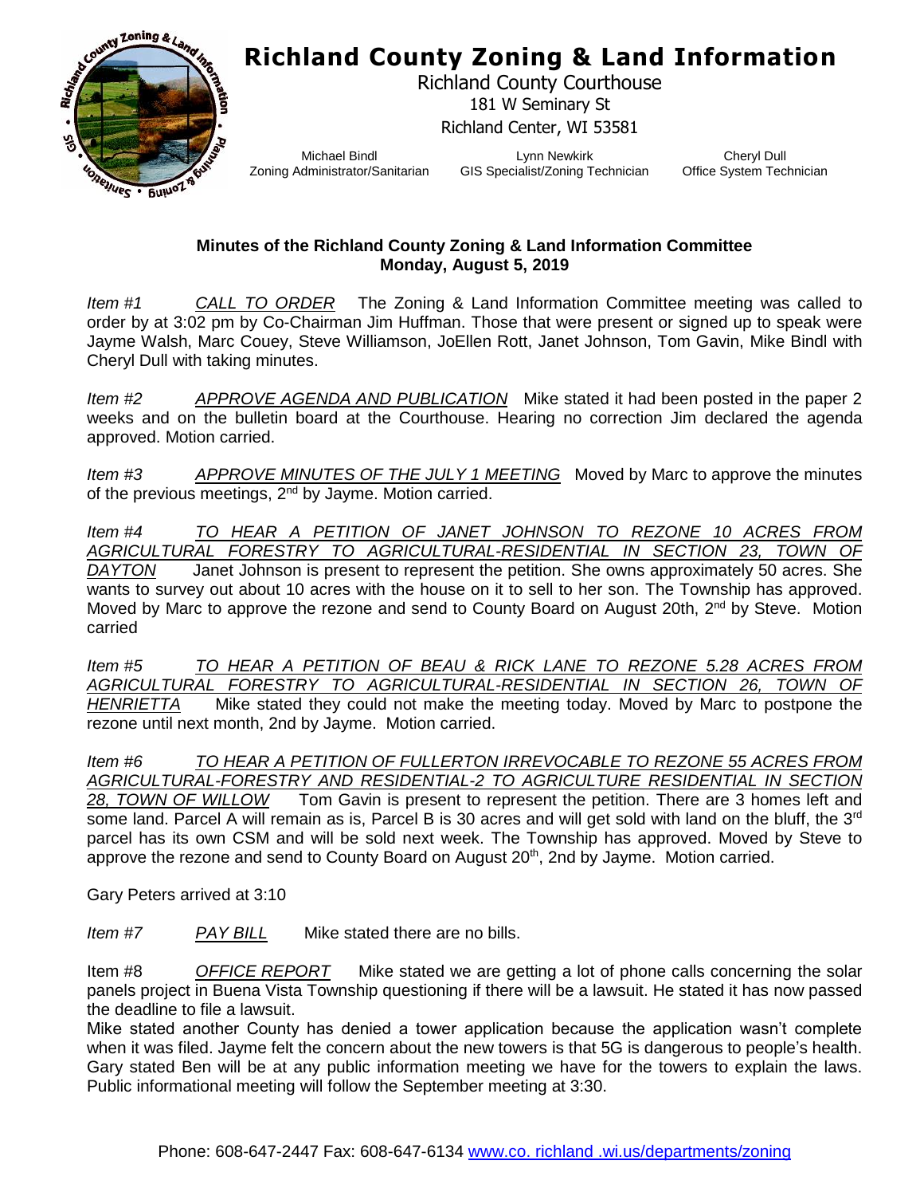# Richland County Zoning & Land Information

Richland County Courthouse
181 W Seminary St
Richland Center, WI 53581

Michael Bindl
Zoning Administrator/Sanitarian

Lynn Newkirk
GIS Specialist/Zoning Technician

Cheryl Dull
Office System Technician

**Minutes of the Richland County Zoning & Land Information Committee**
**Monday, August 5, 2019**

*Item #1* *CALL TO ORDER* The Zoning & Land Information Committee meeting was called to order by at 3:02 pm by Co-Chairman Jim Huffman. Those that were present or signed up to speak were Jayme Walsh, Marc Couey, Steve Williamson, JoEllen Rott, Janet Johnson, Tom Gavin, Mike Bindl with Cheryl Dull with taking minutes.

*Item #2* *APPROVE AGENDA AND PUBLICATION* Mike stated it had been posted in the paper 2 weeks and on the bulletin board at the Courthouse. Hearing no correction Jim declared the agenda approved. Motion carried.

*Item #3* *APPROVE MINUTES OF THE JULY 1 MEETING* Moved by Marc to approve the minutes of the previous meetings, 2nd by Jayme. Motion carried.

*Item #4* *TO HEAR A PETITION OF JANET JOHNSON TO REZONE 10 ACRES FROM AGRICULTURAL FORESTRY TO AGRICULTURAL-RESIDENTIAL IN SECTION 23, TOWN OF DAYTON* Janet Johnson is present to represent the petition. She owns approximately 50 acres. She wants to survey out about 10 acres with the house on it to sell to her son. The Township has approved. Moved by Marc to approve the rezone and send to County Board on August 20th, 2nd by Steve. Motion carried

*Item #5* *TO HEAR A PETITION OF BEAU & RICK LANE TO REZONE 5.28 ACRES FROM AGRICULTURAL FORESTRY TO AGRICULTURAL-RESIDENTIAL IN SECTION 26, TOWN OF HENRIETTA* Mike stated they could not make the meeting today. Moved by Marc to postpone the rezone until next month, 2nd by Jayme. Motion carried.

*Item #6* *TO HEAR A PETITION OF FULLERTON IRREVOCABLE TO REZONE 55 ACRES FROM AGRICULTURAL-FORESTRY AND RESIDENTIAL-2 TO AGRICULTURE RESIDENTIAL IN SECTION 28, TOWN OF WILLOW* Tom Gavin is present to represent the petition. There are 3 homes left and some land. Parcel A will remain as is, Parcel B is 30 acres and will get sold with land on the bluff, the 3rd parcel has its own CSM and will be sold next week. The Township has approved. Moved by Steve to approve the rezone and send to County Board on August 20th, 2nd by Jayme. Motion carried.

Gary Peters arrived at 3:10

*Item #7* *PAY BILL* Mike stated there are no bills.

Item #8 *OFFICE REPORT* Mike stated we are getting a lot of phone calls concerning the solar panels project in Buena Vista Township questioning if there will be a lawsuit. He stated it has now passed the deadline to file a lawsuit.

Mike stated another County has denied a tower application because the application wasn't complete when it was filed. Jayme felt the concern about the new towers is that 5G is dangerous to people's health. Gary stated Ben will be at any public information meeting we have for the towers to explain the laws. Public informational meeting will follow the September meeting at 3:30.

Phone: 608-647-2447 Fax: 608-647-6134 www.co. richland .wi.us/departments/zoning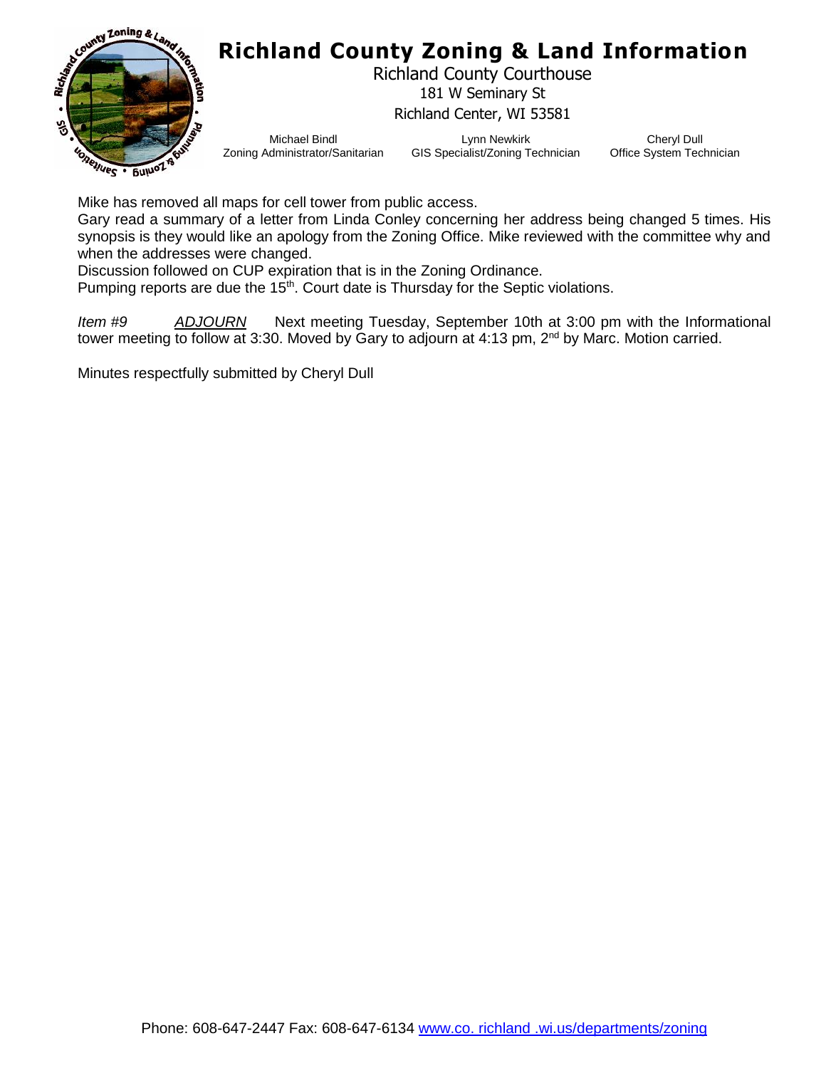Mike has removed all maps for cell tower from public access.

Gary read a summary of a letter from Linda Conley concerning her address being changed 5 times. His synopsis is they would like an apology from the Zoning Office. Mike reviewed with the committee why and when the addresses were changed.

Discussion followed on CUP expiration that is in the Zoning Ordinance.

Pumping reports are due the 15th. Court date is Thursday for the Septic violations.

*Item #9* <u>*ADJOURN*</u> Next meeting Tuesday, September 10th at 3:00 pm with the Informational tower meeting to follow at 3:30. Moved by Gary to adjourn at 4:13 pm, 2nd by Marc. Motion carried.

Minutes respectfully submitted by Cheryl Dull